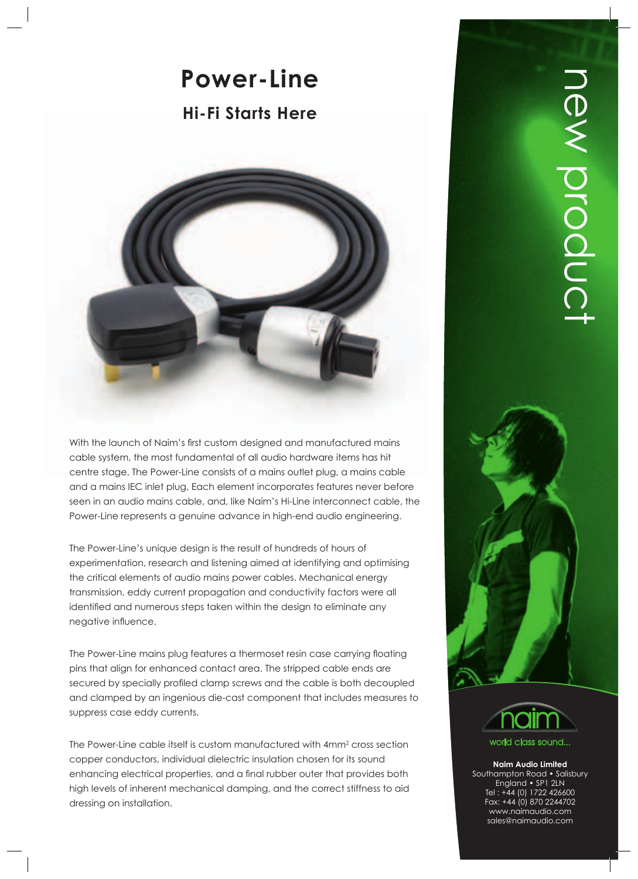# Power-Line

## Hi-Fi Starts Here

With the launch of Naim's first custom designed and manufactured mains cable system, the most fundamental of all audio hardware items has hit centre stage. The Power-Line consists of a mains outlet plug, a mains cable and a mains IEC inlet plug, Each element incorporates features never before seen in an audio mains cable, and, like Naim's Hi-Line interconnect cable, the Power-Line represents a genuine advance in high-end audio engineering.

The Power-Line's unique design is the result of hundreds of hours of experimentation, research and listening aimed at identifying and optimising the critical elements of audio mains power cables. Mechanical energy transmission, eddy current propagation and conductivity factors were all identified and numerous steps taken within the design to eliminate any negative influence.

The Power-Line mains plug features a thermoset resin case carrying floating pins that align for enhanced contact area. The stripped cable ends are secured by specially profiled clamp screws and the cable is both decoupled and clamped by an ingenious die-cast component that includes measures to suppress case eddy currents.

The Power-Line cable itself is custom manufactured with $4mm^2$ cross section copper conductors, individual dielectric insulation chosen for its sound enhancing electrical properties, and a final rubber outer that provides both high levels of inherent mechanical damping, and the correct stiffness to aid dressing on installation.

new product

naim

world class sound...

**Naim Audio Limited**
Southampton Road • Salisbury
England • SP1 2LN
Tel : +44 (0) 1722 426600
Fax: +44 (0) 870 2244702
www.naimaudio.com
sales@naimaudio.com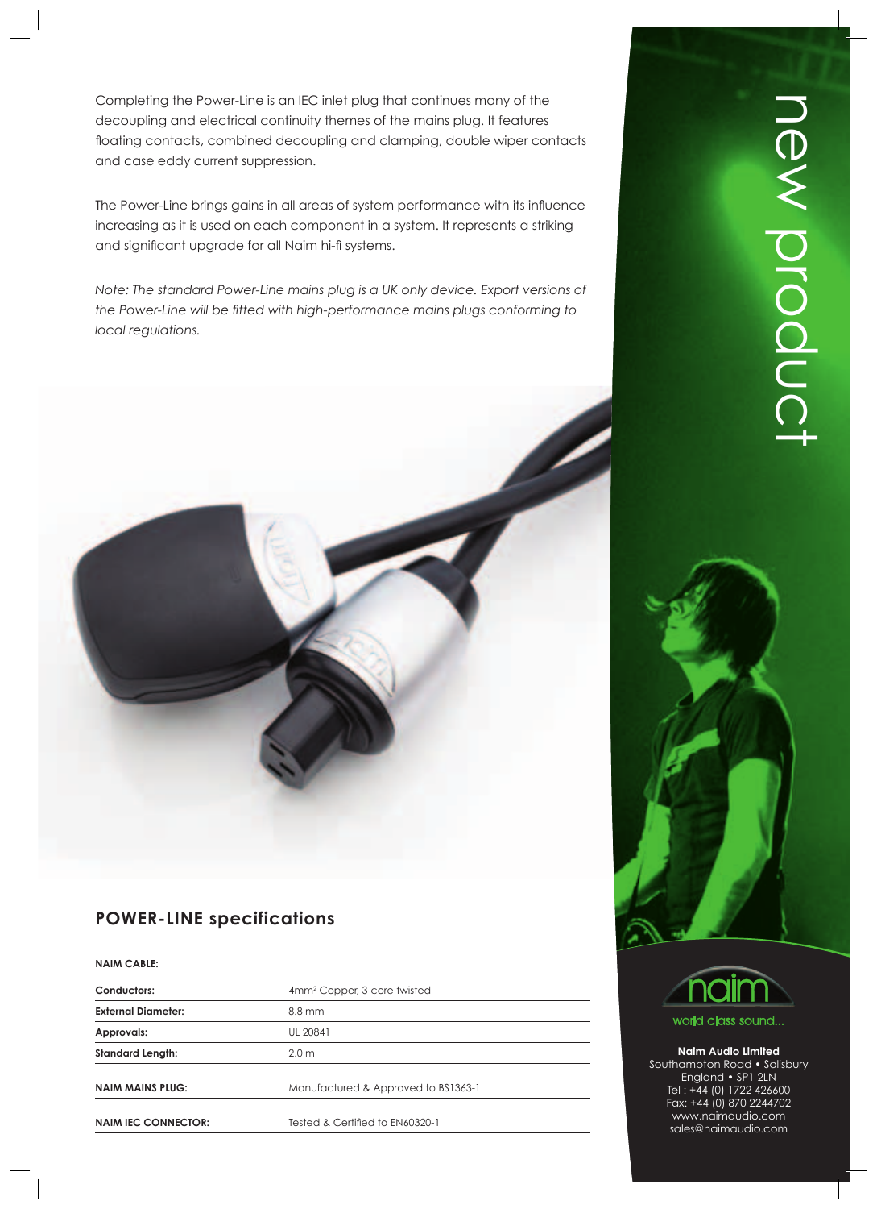Completing the Power-Line is an IEC inlet plug that continues many of the decoupling and electrical continuity themes of the mains plug. It features floating contacts, combined decoupling and clamping, double wiper contacts and case eddy current suppression.

The Power-Line brings gains in all areas of system performance with its influence increasing as it is used on each component in a system. It represents a striking and significant upgrade for all Naim hi-fi systems.

*Note: The standard Power-Line mains plug is a UK only device. Export versions of the Power-Line will be fitted with high-performance mains plugs conforming to local regulations.*

new product

## POWER-LINE specifications

**NAIM CABLE:**

| | |
|---|---|
| **Conductors:** | 4mm² Copper, 3-core twisted |
| **External Diameter:** | 8.8 mm |
| **Approvals:** | UL 20841 |
| **Standard Length:** | 2.0 m |
| **NAIM MAINS PLUG:** | Manufactured & Approved to BS1363-1 |
| **NAIM IEC CONNECTOR:** | Tested & Certified to EN60320-1 |

naim

world class sound...

**Naim Audio Limited**
Southampton Road • Salisbury
England • SP1 2LN
Tel : +44 (0) 1722 426600
Fax: +44 (0) 870 2244702
www.naimaudio.com
sales@naimaudio.com